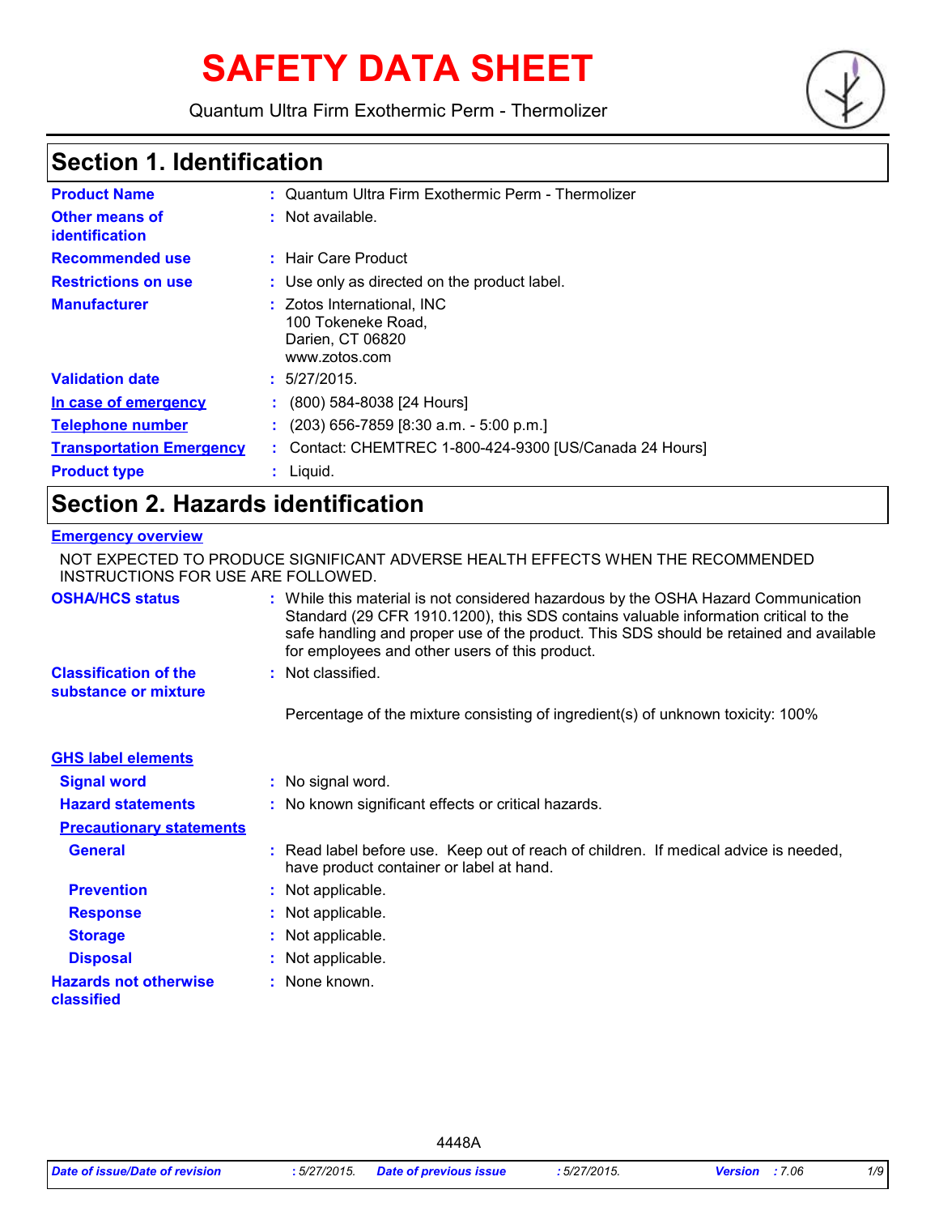# SAFETY DATA SHEET

Quantum Ultra Firm Exothermic Perm - Thermolizer

## Section 1. Identification

| | |
|---|---|
| **Product Name** | : Quantum Ultra Firm Exothermic Perm - Thermolizer |
| **Other means of identification** | : Not available. |
| **Recommended use** | : Hair Care Product |
| **Restrictions on use** | : Use only as directed on the product label. |
| **Manufacturer** | : Zotos International, INC<br>100 Tokeneke Road,<br>Darien, CT 06820<br>www.zotos.com |
| **Validation date** | : 5/27/2015. |
| **In case of emergency** | : (800) 584-8038 [24 Hours] |
| **Telephone number** | : (203) 656-7859 [8:30 a.m. - 5:00 p.m.] |
| **Transportation Emergency** | : Contact: CHEMTREC 1-800-424-9300 [US/Canada 24 Hours] |
| **Product type** | : Liquid. |

## Section 2. Hazards identification

**Emergency overview**

NOT EXPECTED TO PRODUCE SIGNIFICANT ADVERSE HEALTH EFFECTS WHEN THE RECOMMENDED INSTRUCTIONS FOR USE ARE FOLLOWED.

| | |
|---|---|
| **OSHA/HCS status** | : While this material is not considered hazardous by the OSHA Hazard Communication Standard (29 CFR 1910.1200), this SDS contains valuable information critical to the safe handling and proper use of the product. This SDS should be retained and available for employees and other users of this product. |
| **Classification of the substance or mixture** | : Not classified.<br><br>Percentage of the mixture consisting of ingredient(s) of unknown toxicity: 100% |

**GHS label elements**

| | |
|---|---|
| **Signal word** | : No signal word. |
| **Hazard statements** | : No known significant effects or critical hazards. |

**Precautionary statements**

| | |
|---|---|
| **General** | : Read label before use. Keep out of reach of children. If medical advice is needed, have product container or label at hand. |
| **Prevention** | : Not applicable. |
| **Response** | : Not applicable. |
| **Storage** | : Not applicable. |
| **Disposal** | : Not applicable. |
| **Hazards not otherwise classified** | : None known. |

4448A

*Date of issue/Date of revision* : 5/27/2015. *Date of previous issue* : 5/27/2015. *Version* : 7.06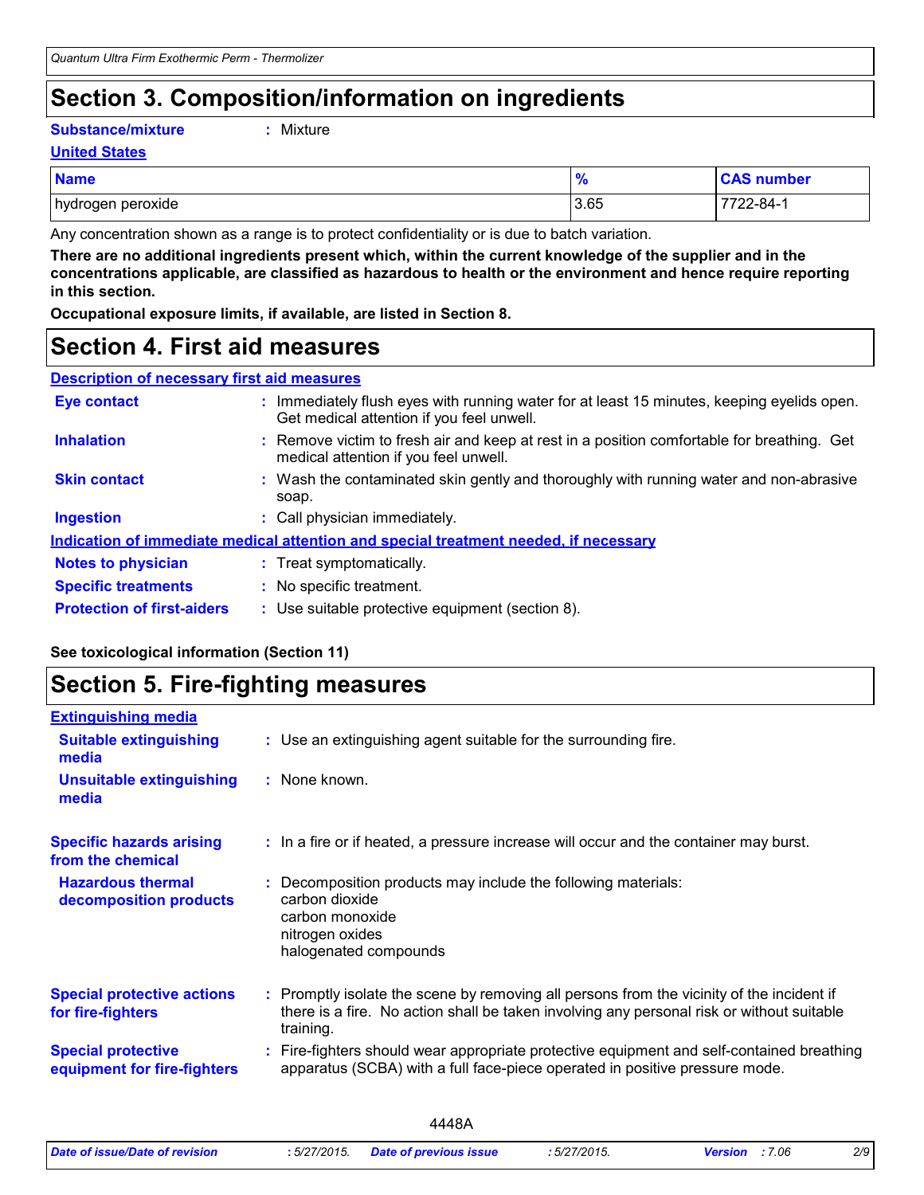# Section 3. Composition/information on ingredients

**Substance/mixture** : Mixture

**United States**

| Name | % | CAS number |
|---|---|---|
| hydrogen peroxide | 3.65 | 7722-84-1 |

Any concentration shown as a range is to protect confidentiality or is due to batch variation.

**There are no additional ingredients present which, within the current knowledge of the supplier and in the concentrations applicable, are classified as hazardous to health or the environment and hence require reporting in this section.**

**Occupational exposure limits, if available, are listed in Section 8.**

# Section 4. First aid measures

**Description of necessary first aid measures**

**Eye contact** : Immediately flush eyes with running water for at least 15 minutes, keeping eyelids open. Get medical attention if you feel unwell.

**Inhalation** : Remove victim to fresh air and keep at rest in a position comfortable for breathing. Get medical attention if you feel unwell.

**Skin contact** : Wash the contaminated skin gently and thoroughly with running water and non-abrasive soap.

**Ingestion** : Call physician immediately.

**Indication of immediate medical attention and special treatment needed, if necessary**

**Notes to physician** : Treat symptomatically.

**Specific treatments** : No specific treatment.

**Protection of first-aiders** : Use suitable protective equipment (section 8).

**See toxicological information (Section 11)**

# Section 5. Fire-fighting measures

**Extinguishing media**

**Suitable extinguishing media** : Use an extinguishing agent suitable for the surrounding fire.

**Unsuitable extinguishing media** : None known.

**Specific hazards arising from the chemical** : In a fire or if heated, a pressure increase will occur and the container may burst.

**Hazardous thermal decomposition products** : Decomposition products may include the following materials:
carbon dioxide
carbon monoxide
nitrogen oxides
halogenated compounds

**Special protective actions for fire-fighters** : Promptly isolate the scene by removing all persons from the vicinity of the incident if there is a fire. No action shall be taken involving any personal risk or without suitable training.

**Special protective equipment for fire-fighters** : Fire-fighters should wear appropriate protective equipment and self-contained breathing apparatus (SCBA) with a full face-piece operated in positive pressure mode.

4448A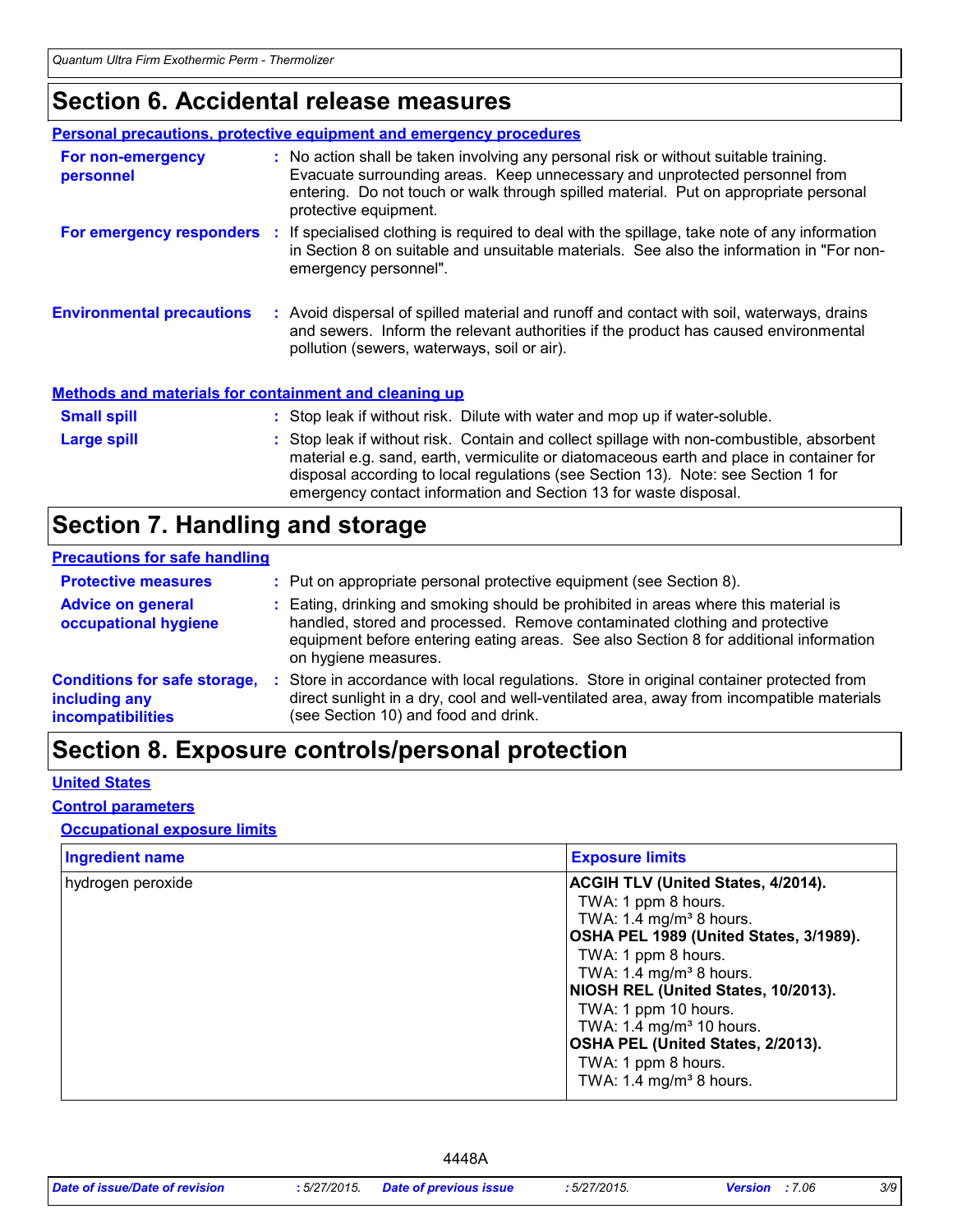# Section 6. Accidental release measures

### Personal precautions, protective equipment and emergency procedures

**For non-emergency personnel** : No action shall be taken involving any personal risk or without suitable training. Evacuate surrounding areas. Keep unnecessary and unprotected personnel from entering. Do not touch or walk through spilled material. Put on appropriate personal protective equipment.

**For emergency responders** : If specialised clothing is required to deal with the spillage, take note of any information in Section 8 on suitable and unsuitable materials. See also the information in "For non-emergency personnel".

**Environmental precautions** : Avoid dispersal of spilled material and runoff and contact with soil, waterways, drains and sewers. Inform the relevant authorities if the product has caused environmental pollution (sewers, waterways, soil or air).

### Methods and materials for containment and cleaning up

**Small spill** : Stop leak if without risk. Dilute with water and mop up if water-soluble.

**Large spill** : Stop leak if without risk. Contain and collect spillage with non-combustible, absorbent material e.g. sand, earth, vermiculite or diatomaceous earth and place in container for disposal according to local regulations (see Section 13). Note: see Section 1 for emergency contact information and Section 13 for waste disposal.

# Section 7. Handling and storage

### Precautions for safe handling

**Protective measures** : Put on appropriate personal protective equipment (see Section 8).

**Advice on general occupational hygiene** : Eating, drinking and smoking should be prohibited in areas where this material is handled, stored and processed. Remove contaminated clothing and protective equipment before entering eating areas. See also Section 8 for additional information on hygiene measures.

**Conditions for safe storage, including any incompatibilities** : Store in accordance with local regulations. Store in original container protected from direct sunlight in a dry, cool and well-ventilated area, away from incompatible materials (see Section 10) and food and drink.

# Section 8. Exposure controls/personal protection

### United States

### Control parameters

#### Occupational exposure limits

| Ingredient name | Exposure limits |
|---|---|
| hydrogen peroxide | **ACGIH TLV (United States, 4/2014).**<br>TWA: 1 ppm 8 hours.<br>TWA: 1.4 mg/m³ 8 hours.<br>**OSHA PEL 1989 (United States, 3/1989).**<br>TWA: 1 ppm 8 hours.<br>TWA: 1.4 mg/m³ 8 hours.<br>**NIOSH REL (United States, 10/2013).**<br>TWA: 1 ppm 10 hours.<br>TWA: 1.4 mg/m³ 10 hours.<br>**OSHA PEL (United States, 2/2013).**<br>TWA: 1 ppm 8 hours.<br>TWA: 1.4 mg/m³ 8 hours. |

4448A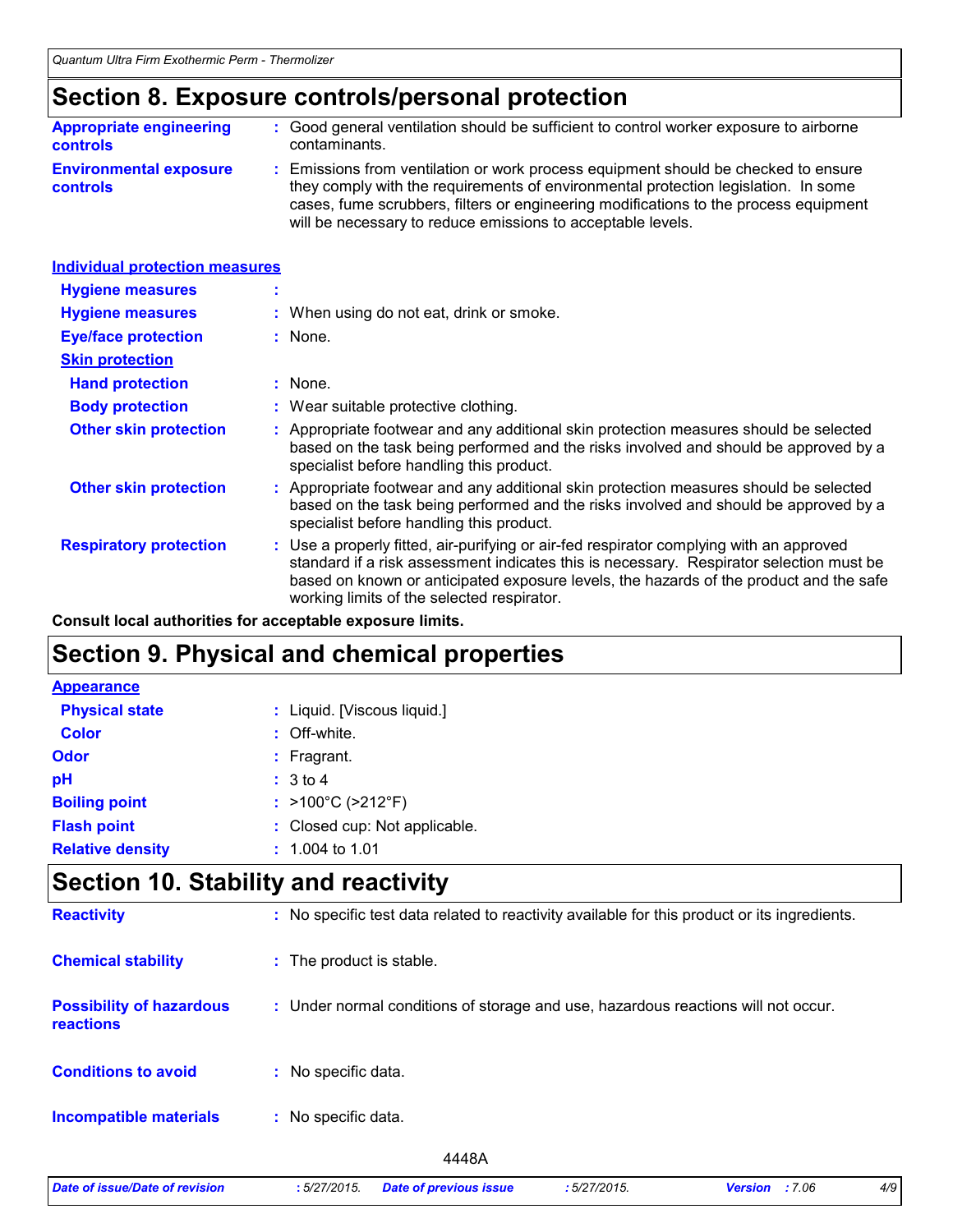# Section 8. Exposure controls/personal protection

**Appropriate engineering controls** : Good general ventilation should be sufficient to control worker exposure to airborne contaminants.

**Environmental exposure controls** : Emissions from ventilation or work process equipment should be checked to ensure they comply with the requirements of environmental protection legislation. In some cases, fume scrubbers, filters or engineering modifications to the process equipment will be necessary to reduce emissions to acceptable levels.

### Individual protection measures

**Hygiene measures** :

**Hygiene measures** : When using do not eat, drink or smoke.

**Eye/face protection** : None.

**Skin protection**

**Hand protection** : None.

**Body protection** : Wear suitable protective clothing.

**Other skin protection** : Appropriate footwear and any additional skin protection measures should be selected based on the task being performed and the risks involved and should be approved by a specialist before handling this product.

**Other skin protection** : Appropriate footwear and any additional skin protection measures should be selected based on the task being performed and the risks involved and should be approved by a specialist before handling this product.

**Respiratory protection** : Use a properly fitted, air-purifying or air-fed respirator complying with an approved standard if a risk assessment indicates this is necessary. Respirator selection must be based on known or anticipated exposure levels, the hazards of the product and the safe working limits of the selected respirator.

**Consult local authorities for acceptable exposure limits.**

# Section 9. Physical and chemical properties

**Appearance**

**Physical state** : Liquid. [Viscous liquid.]

**Color** : Off-white.

**Odor** : Fragrant.

**pH** : 3 to 4

**Boiling point** : >100°C (>212°F)

**Flash point** : Closed cup: Not applicable.

**Relative density** : 1.004 to 1.01

# Section 10. Stability and reactivity

**Reactivity** : No specific test data related to reactivity available for this product or its ingredients.

**Chemical stability** : The product is stable.

**Possibility of hazardous reactions** : Under normal conditions of storage and use, hazardous reactions will not occur.

**Conditions to avoid** : No specific data.

**Incompatible materials** : No specific data.

4448A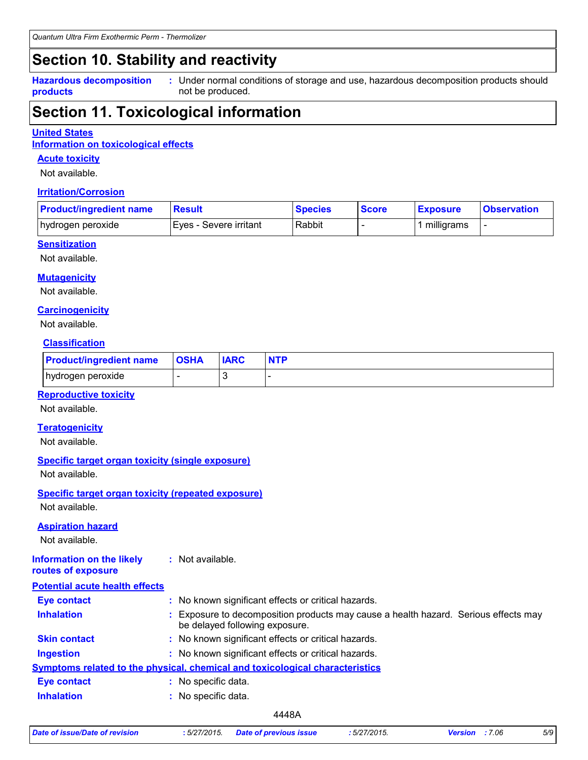## Section 10. Stability and reactivity

**Hazardous decomposition products** : Under normal conditions of storage and use, hazardous decomposition products should not be produced.

## Section 11. Toxicological information

**United States**

**Information on toxicological effects**

**Acute toxicity**

Not available.

**Irritation/Corrosion**

| Product/ingredient name | Result | Species | Score | Exposure | Observation |
|---|---|---|---|---|---|
| hydrogen peroxide | Eyes - Severe irritant | Rabbit | - | 1 milligrams | - |

**Sensitization**

Not available.

**Mutagenicity**

Not available.

**Carcinogenicity**

Not available.

**Classification**

| Product/ingredient name | OSHA | IARC | NTP |
|---|---|---|---|
| hydrogen peroxide | - | 3 | - |

**Reproductive toxicity**

Not available.

**Teratogenicity**

Not available.

**Specific target organ toxicity (single exposure)**

Not available.

**Specific target organ toxicity (repeated exposure)**

Not available.

**Aspiration hazard**

Not available.

**Information on the likely routes of exposure** : Not available.

**Potential acute health effects**

**Eye contact** : No known significant effects or critical hazards.

**Inhalation** : Exposure to decomposition products may cause a health hazard. Serious effects may be delayed following exposure.

**Skin contact** : No known significant effects or critical hazards.

**Ingestion** : No known significant effects or critical hazards.

**Symptoms related to the physical, chemical and toxicological characteristics**

**Eye contact** : No specific data.

**Inhalation** : No specific data.

4448A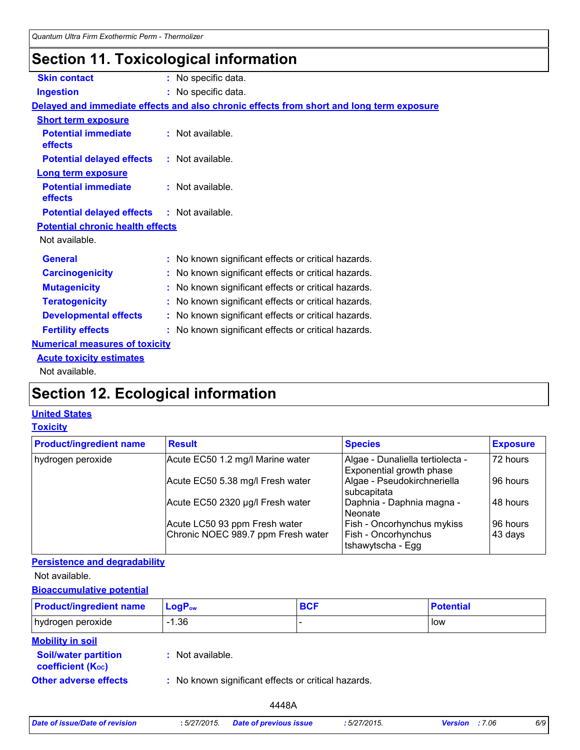# Section 11. Toxicological information

**Skin contact** : No specific data.

**Ingestion** : No specific data.

**Delayed and immediate effects and also chronic effects from short and long term exposure**

**Short term exposure**

**Potential immediate effects** : Not available.

**Potential delayed effects** : Not available.

**Long term exposure**

**Potential immediate effects** : Not available.

**Potential delayed effects** : Not available.

**Potential chronic health effects**

Not available.

**General** : No known significant effects or critical hazards.

**Carcinogenicity** : No known significant effects or critical hazards.

**Mutagenicity** : No known significant effects or critical hazards.

**Teratogenicity** : No known significant effects or critical hazards.

**Developmental effects** : No known significant effects or critical hazards.

**Fertility effects** : No known significant effects or critical hazards.

**Numerical measures of toxicity**

**Acute toxicity estimates**

Not available.

# Section 12. Ecological information

**United States**

**Toxicity**

| Product/ingredient name | Result | Species | Exposure |
|---|---|---|---|
| hydrogen peroxide | Acute EC50 1.2 mg/l Marine water | Algae - Dunaliella tertiolecta - Exponential growth phase | 72 hours |
| | Acute EC50 5.38 mg/l Fresh water | Algae - Pseudokirchneriella subcapitata | 96 hours |
| | Acute EC50 2320 µg/l Fresh water | Daphnia - Daphnia magna - Neonate | 48 hours |
| | Acute LC50 93 ppm Fresh water | Fish - Oncorhynchus mykiss | 96 hours |
| | Chronic NOEC 989.7 ppm Fresh water | Fish - Oncorhynchus tshawytscha - Egg | 43 days |

**Persistence and degradability**

Not available.

**Bioaccumulative potential**

| Product/ingredient name | $LogP_{ow}$ | BCF | Potential |
|---|---|---|---|
| hydrogen peroxide | -1.36 | - | low |

**Mobility in soil**

**Soil/water partition coefficient ($K_{OC}$)** : Not available.

**Other adverse effects** : No known significant effects or critical hazards.

4448A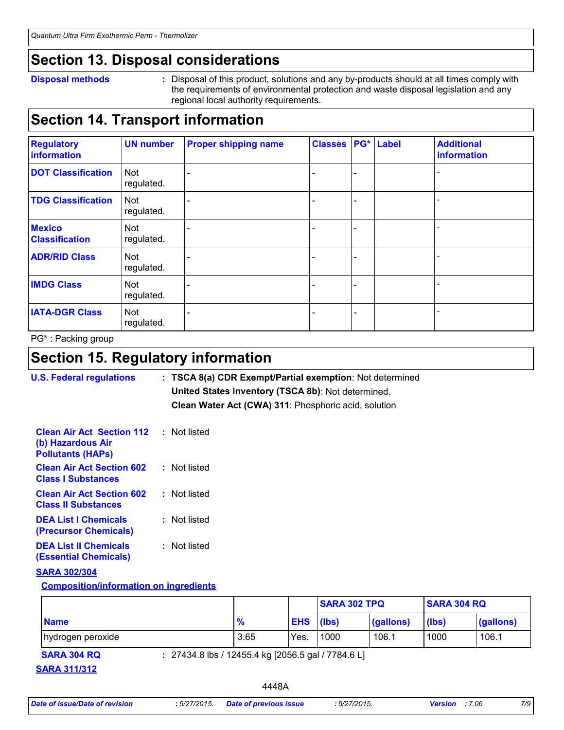## Section 13. Disposal considerations

**Disposal methods** : Disposal of this product, solutions and any by-products should at all times comply with the requirements of environmental protection and waste disposal legislation and any regional local authority requirements.

## Section 14. Transport information

| Regulatory information | UN number | Proper shipping name | Classes | PG* | Label | Additional information |
|---|---|---|---|---|---|---|
| **DOT Classification** | Not regulated. | - | - | - | | - |
| **TDG Classification** | Not regulated. | - | - | - | | - |
| **Mexico Classification** | Not regulated. | - | - | - | | - |
| **ADR/RID Class** | Not regulated. | - | - | - | | - |
| **IMDG Class** | Not regulated. | - | - | - | | - |
| **IATA-DGR Class** | Not regulated. | - | - | - | | - |

PG* : Packing group

## Section 15. Regulatory information

**U.S. Federal regulations** : **TSCA 8(a) CDR Exempt/Partial exemption**: Not determined
**United States inventory (TSCA 8b)**: Not determined.
**Clean Water Act (CWA) 311**: Phosphoric acid, solution

**Clean Air Act Section 112 (b) Hazardous Air Pollutants (HAPs)** : Not listed

**Clean Air Act Section 602 Class I Substances** : Not listed

**Clean Air Act Section 602 Class II Substances** : Not listed

**DEA List I Chemicals (Precursor Chemicals)** : Not listed

**DEA List II Chemicals (Essential Chemicals)** : Not listed

**SARA 302/304**

**Composition/information on ingredients**

| | | | SARA 302 TPQ | | SARA 304 RQ | |
|---|---|---|---|---|---|---|
| **Name** | **%** | **EHS** | **(lbs)** | **(gallons)** | **(lbs)** | **(gallons)** |
| hydrogen peroxide | 3.65 | Yes. | 1000 | 106.1 | 1000 | 106.1 |

**SARA 304 RQ** : 27434.8 lbs / 12455.4 kg [2056.5 gal / 7784.6 L]

**SARA 311/312**

4448A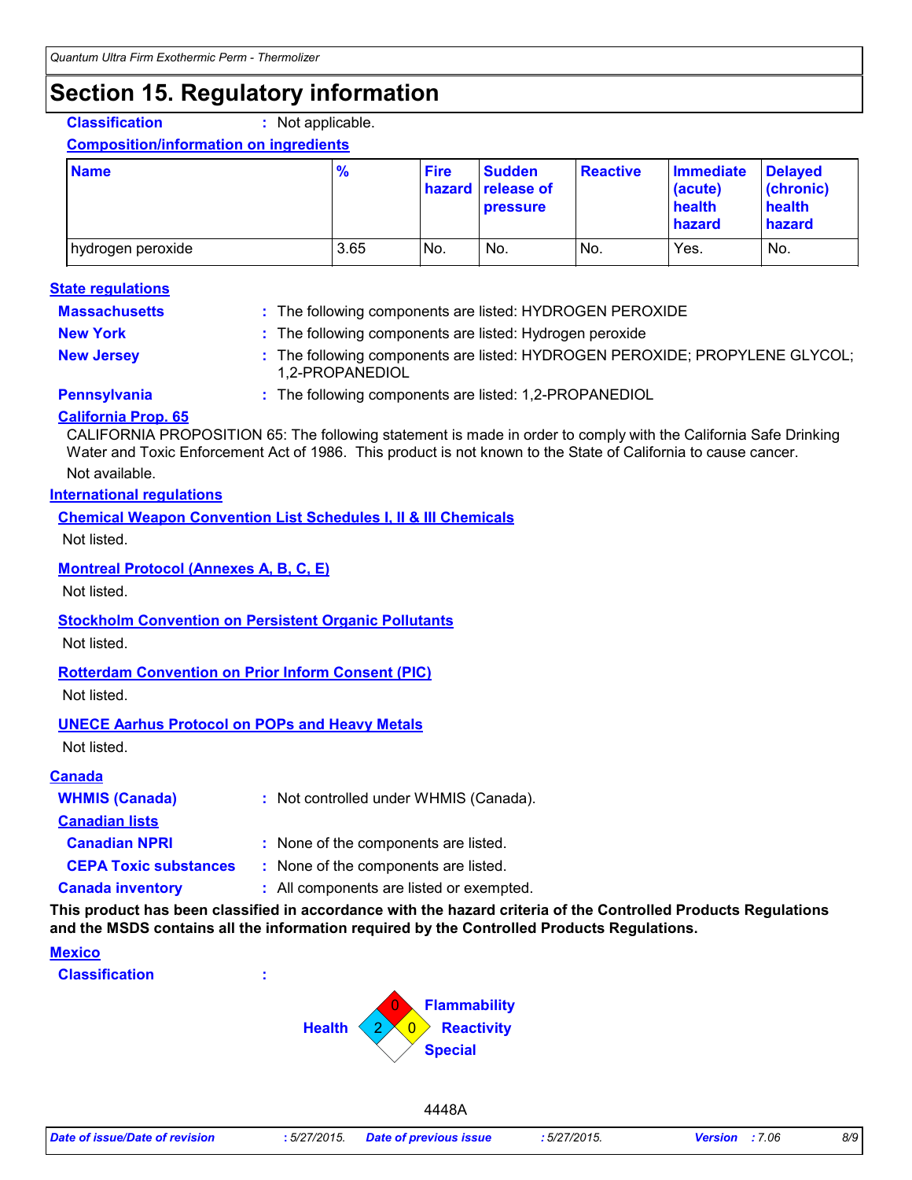# Section 15. Regulatory information

**Classification** : Not applicable.

**Composition/information on ingredients**

| Name | % | Fire hazard | Sudden release of pressure | Reactive | Immediate (acute) health hazard | Delayed (chronic) health hazard |
|---|---|---|---|---|---|---|
| hydrogen peroxide | 3.65 | No. | No. | No. | Yes. | No. |

**State regulations**

**Massachusetts** : The following components are listed: HYDROGEN PEROXIDE

**New York** : The following components are listed: Hydrogen peroxide

**New Jersey** : The following components are listed: HYDROGEN PEROXIDE; PROPYLENE GLYCOL; 1,2-PROPANEDIOL

**Pennsylvania** : The following components are listed: 1,2-PROPANEDIOL

**California Prop. 65**

CALIFORNIA PROPOSITION 65: The following statement is made in order to comply with the California Safe Drinking Water and Toxic Enforcement Act of 1986. This product is not known to the State of California to cause cancer.

Not available.

**International regulations**

**Chemical Weapon Convention List Schedules I, II & III Chemicals**

Not listed.

**Montreal Protocol (Annexes A, B, C, E)**

Not listed.

**Stockholm Convention on Persistent Organic Pollutants**

Not listed.

**Rotterdam Convention on Prior Inform Consent (PIC)**

Not listed.

**UNECE Aarhus Protocol on POPs and Heavy Metals**

Not listed.

**Canada**

**WHMIS (Canada)** : Not controlled under WHMIS (Canada).

**Canadian lists**

**Canadian NPRI** : None of the components are listed.

**CEPA Toxic substances** : None of the components are listed.

**Canada inventory** : All components are listed or exempted.

**This product has been classified in accordance with the hazard criteria of the Controlled Products Regulations and the MSDS contains all the information required by the Controlled Products Regulations.**

**Mexico**

**Classification** :

Flammability: 0
Health: 2
Reactivity: 0
Special:

4448A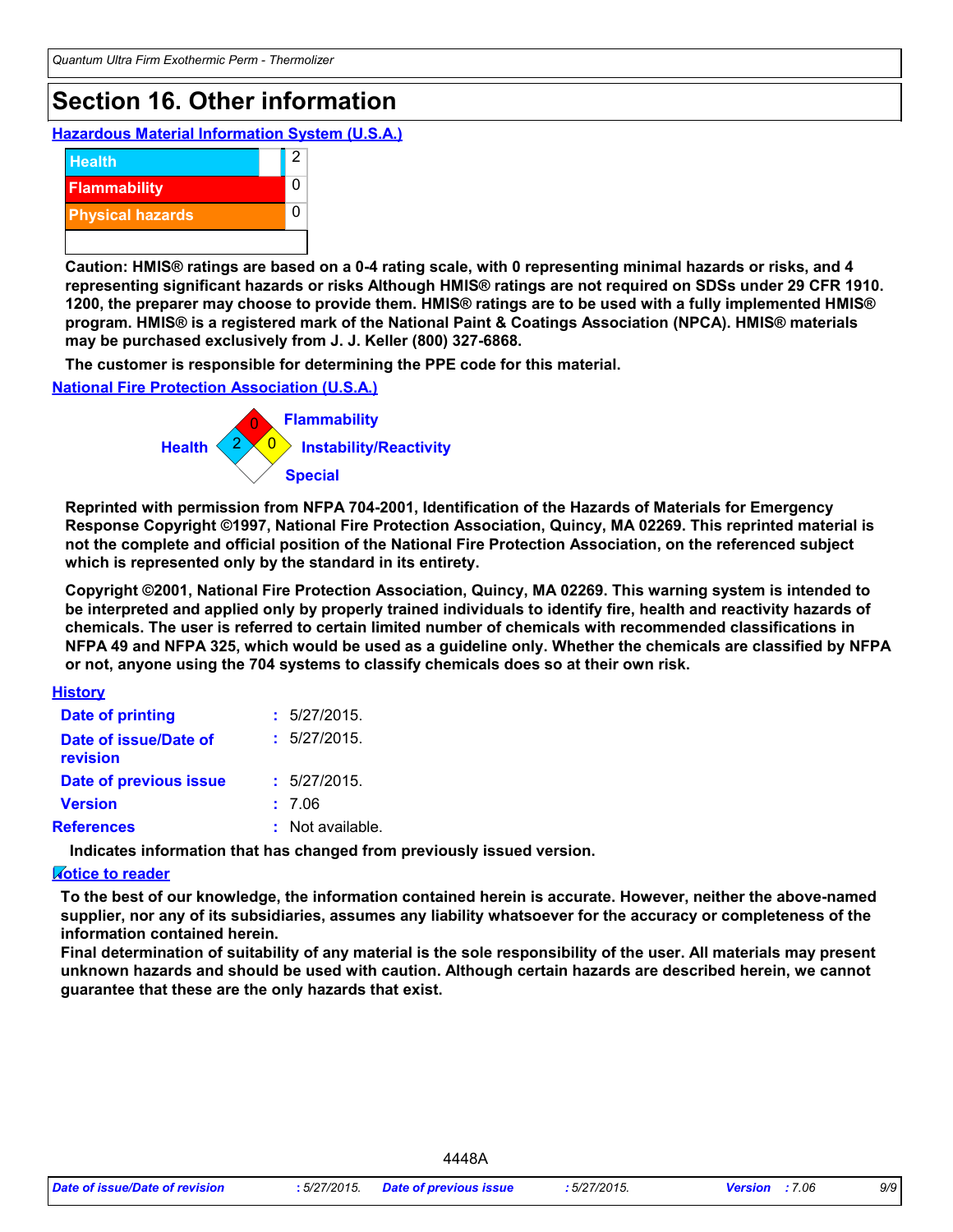# Section 16. Other information

**Hazardous Material Information System (U.S.A.)**

| | |
|---|---|
| Health | 2 |
| Flammability | 0 |
| Physical hazards | 0 |
| | |

**Caution: HMIS® ratings are based on a 0-4 rating scale, with 0 representing minimal hazards or risks, and 4 representing significant hazards or risks Although HMIS® ratings are not required on SDSs under 29 CFR 1910. 1200, the preparer may choose to provide them. HMIS® ratings are to be used with a fully implemented HMIS® program. HMIS® is a registered mark of the National Paint & Coatings Association (NPCA). HMIS® materials may be purchased exclusively from J. J. Keller (800) 327-6868.**

**The customer is responsible for determining the PPE code for this material.**

**National Fire Protection Association (U.S.A.)**

Flammability: 0
Health: 2
Instability/Reactivity: 0
Special

**Reprinted with permission from NFPA 704-2001, Identification of the Hazards of Materials for Emergency Response Copyright ©1997, National Fire Protection Association, Quincy, MA 02269. This reprinted material is not the complete and official position of the National Fire Protection Association, on the referenced subject which is represented only by the standard in its entirety.**

**Copyright ©2001, National Fire Protection Association, Quincy, MA 02269. This warning system is intended to be interpreted and applied only by properly trained individuals to identify fire, health and reactivity hazards of chemicals. The user is referred to certain limited number of chemicals with recommended classifications in NFPA 49 and NFPA 325, which would be used as a guideline only. Whether the chemicals are classified by NFPA or not, anyone using the 704 systems to classify chemicals does so at their own risk.**

**History**

| | |
|---|---|
| **Date of printing** | : 5/27/2015. |
| **Date of issue/Date of revision** | : 5/27/2015. |
| **Date of previous issue** | : 5/27/2015. |
| **Version** | : 7.06 |
| **References** | : Not available. |

**Indicates information that has changed from previously issued version.**

**Notice to reader**

**To the best of our knowledge, the information contained herein is accurate. However, neither the above-named supplier, nor any of its subsidiaries, assumes any liability whatsoever for the accuracy or completeness of the information contained herein.**
**Final determination of suitability of any material is the sole responsibility of the user. All materials may present unknown hazards and should be used with caution. Although certain hazards are described herein, we cannot guarantee that these are the only hazards that exist.**

4448A